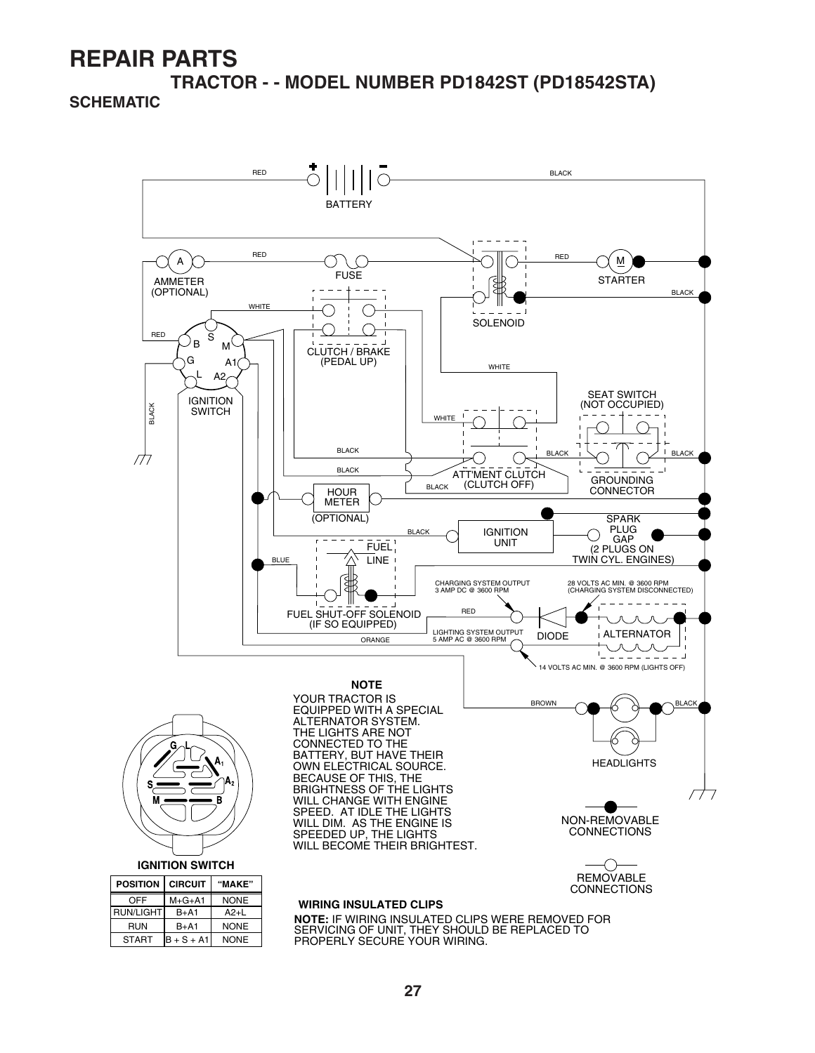# REPAIR PARTS

## TRACTOR - - MODEL NUMBER PD1842ST (PD18542STA)

### SCHEMATIC

RED
BLACK
BATTERY
RED
RED
AMMETER (OPTIONAL)
FUSE
STARTER
BLACK
WHITE
SOLENOID
RED
IGNITION SWITCH
CLUTCH / BRAKE (PEDAL UP)
WHITE
SEAT SWITCH (NOT OCCUPIED)
BLACK
WHITE
BLACK
BLACK
BLACK
BLACK
ATT'MENT CLUTCH (CLUTCH OFF)
BLACK
GROUNDING CONNECTOR
HOUR METER
(OPTIONAL)
SPARK PLUG GAP (2 PLUGS ON TWIN CYL. ENGINES)
BLACK
IGNITION UNIT
FUEL LINE
BLUE
CHARGING SYSTEM OUTPUT 3 AMP DC @ 3600 RPM
28 VOLTS AC MIN. @ 3600 RPM (CHARGING SYSTEM DISCONNECTED)
FUEL SHUT-OFF SOLENOID (IF SO EQUIPPED)
RED
LIGHTING SYSTEM OUTPUT 5 AMP AC @ 3600 RPM
DIODE
ALTERNATOR
ORANGE
14 VOLTS AC MIN. @ 3600 RPM (LIGHTS OFF)
BROWN
BLACK
HEADLIGHTS

**NOTE**

YOUR TRACTOR IS EQUIPPED WITH A SPECIAL ALTERNATOR SYSTEM. THE LIGHTS ARE NOT CONNECTED TO THE BATTERY, BUT HAVE THEIR OWN ELECTRICAL SOURCE. BECAUSE OF THIS, THE BRIGHTNESS OF THE LIGHTS WILL CHANGE WITH ENGINE SPEED. AT IDLE THE LIGHTS WILL DIM. AS THE ENGINE IS SPEEDED UP, THE LIGHTS WILL BECOME THEIR BRIGHTEST.

NON-REMOVABLE CONNECTIONS

REMOVABLE CONNECTIONS

**IGNITION SWITCH**

| POSITION | CIRCUIT | "MAKE" |
|---|---|---|
| OFF | M+G+A1 | NONE |
| RUN/LIGHT | B+A1 | A2+L |
| RUN | B+A1 | NONE |
| START | B + S + A1 | NONE |

**WIRING INSULATED CLIPS**

**NOTE:** IF WIRING INSULATED CLIPS WERE REMOVED FOR SERVICING OF UNIT, THEY SHOULD BE REPLACED TO PROPERLY SECURE YOUR WIRING.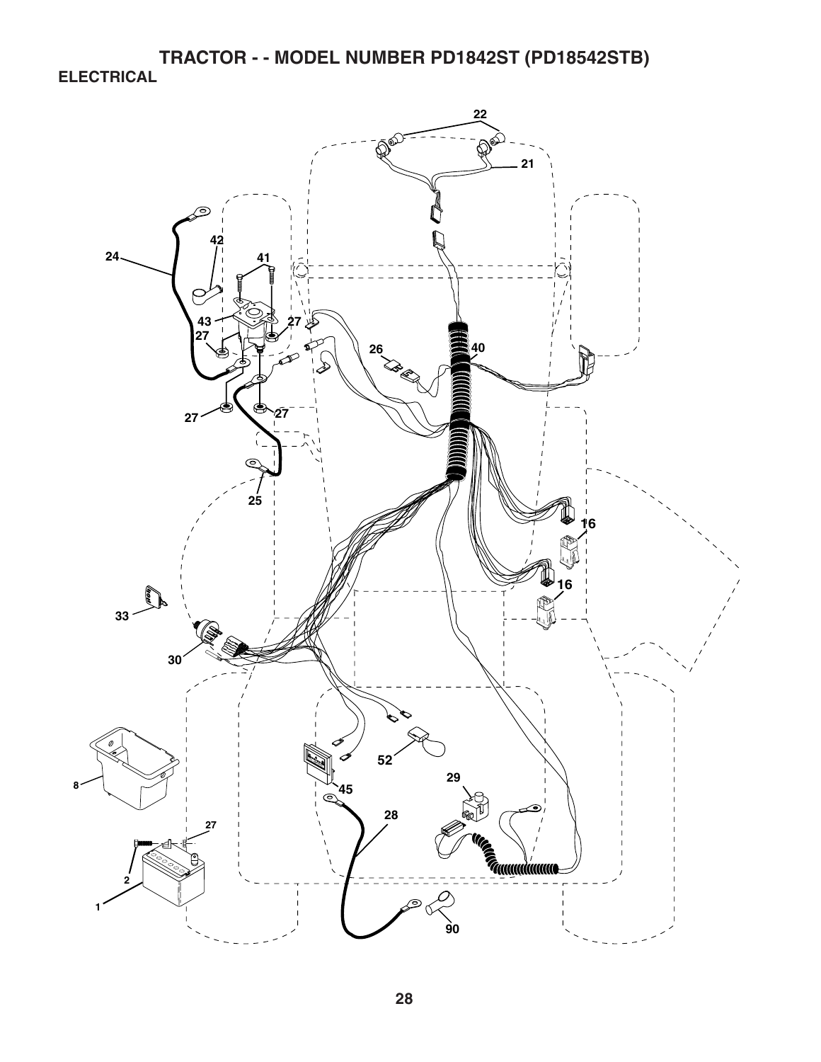# TRACTOR - - MODEL NUMBER PD1842ST (PD18542STB)

## ELECTRICAL

22
21
42
24
41
43
27
27
26
40
27
27
25
16
16
33
30
8
52
45
29
28
27
2
1
90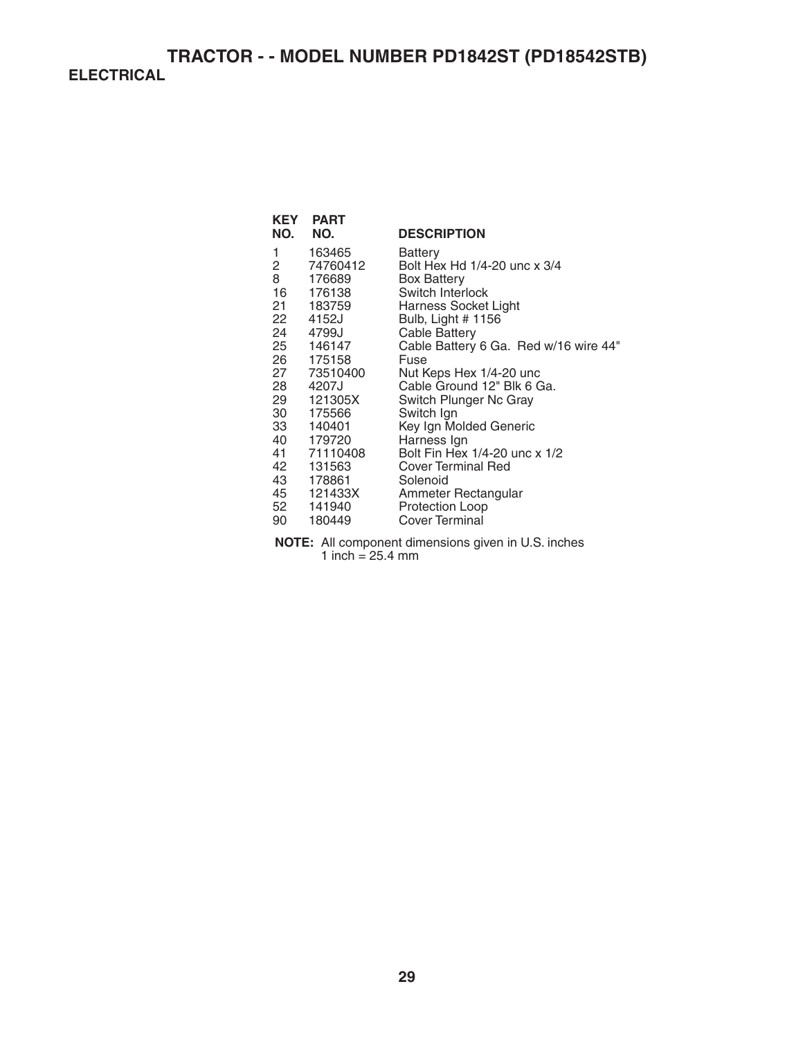# TRACTOR - - MODEL NUMBER PD1842ST (PD18542STB)

## ELECTRICAL

| KEY NO. | PART NO. | DESCRIPTION |
|---|---|---|
| 1 | 163465 | Battery |
| 2 | 74760412 | Bolt Hex Hd 1/4-20 unc x 3/4 |
| 8 | 176689 | Box Battery |
| 16 | 176138 | Switch Interlock |
| 21 | 183759 | Harness Socket Light |
| 22 | 4152J | Bulb, Light # 1156 |
| 24 | 4799J | Cable Battery |
| 25 | 146147 | Cable Battery 6 Ga. Red w/16 wire 44" |
| 26 | 175158 | Fuse |
| 27 | 73510400 | Nut Keps Hex 1/4-20 unc |
| 28 | 4207J | Cable Ground 12" Blk 6 Ga. |
| 29 | 121305X | Switch Plunger Nc Gray |
| 30 | 175566 | Switch Ign |
| 33 | 140401 | Key Ign Molded Generic |
| 40 | 179720 | Harness Ign |
| 41 | 71110408 | Bolt Fin Hex 1/4-20 unc x 1/2 |
| 42 | 131563 | Cover Terminal Red |
| 43 | 178861 | Solenoid |
| 45 | 121433X | Ammeter Rectangular |
| 52 | 141940 | Protection Loop |
| 90 | 180449 | Cover Terminal |

**NOTE:** All component dimensions given in U.S. inches
1 inch = 25.4 mm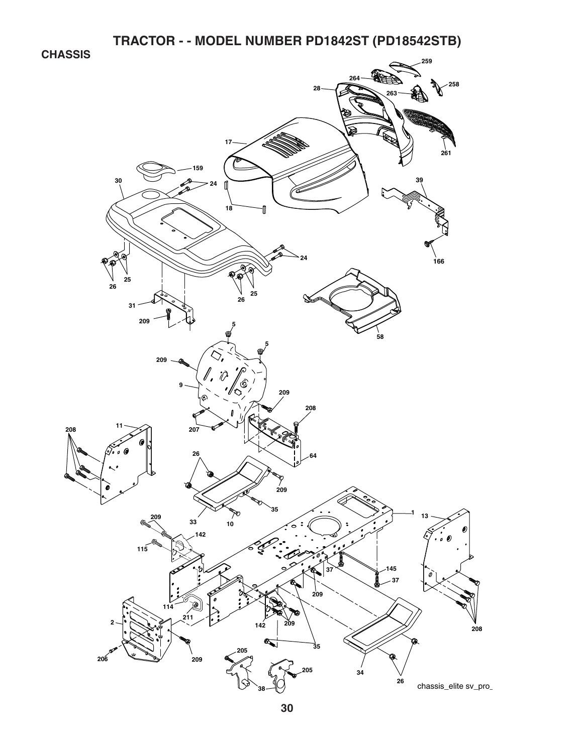# TRACTOR - - MODEL NUMBER PD1842ST (PD18542STB)

## CHASSIS

259
264
258
28
263
261
17
159
30
24
39
18
166
24
26
25
25
26
58
31
209
5
5
209
9
209
208
207
11
208
64
26
209
35
1
13
33
10
209
142
115
37
145
37
209
114
211
209
208
2
142
35
206
209
205
205
34
26
38
chassis_elite sv_pro_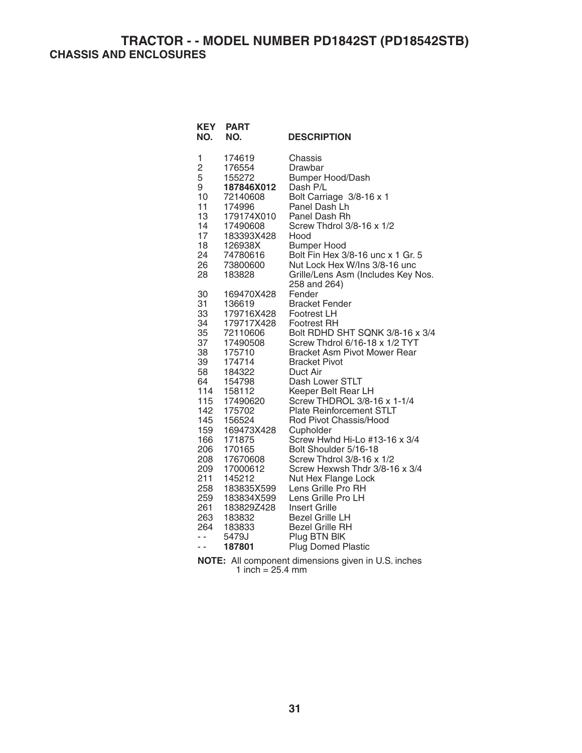# TRACTOR - - MODEL NUMBER PD1842ST (PD18542STB)

## CHASSIS AND ENCLOSURES

| KEY NO. | PART NO. | DESCRIPTION |
|---|---|---|
| 1 | 174619 | Chassis |
| 2 | 176554 | Drawbar |
| 5 | 155272 | Bumper Hood/Dash |
| 9 | **187846X012** | Dash P/L |
| 10 | 72140608 | Bolt Carriage 3/8-16 x 1 |
| 11 | 174996 | Panel Dash Lh |
| 13 | 179174X010 | Panel Dash Rh |
| 14 | 17490608 | Screw Thdrol 3/8-16 x 1/2 |
| 17 | 183393X428 | Hood |
| 18 | 126938X | Bumper Hood |
| 24 | 74780616 | Bolt Fin Hex 3/8-16 unc x 1 Gr. 5 |
| 26 | 73800600 | Nut Lock Hex W/Ins 3/8-16 unc |
| 28 | 183828 | Grille/Lens Asm (Includes Key Nos. 258 and 264) |
| 30 | 169470X428 | Fender |
| 31 | 136619 | Bracket Fender |
| 33 | 179716X428 | Footrest LH |
| 34 | 179717X428 | Footrest RH |
| 35 | 72110606 | Bolt RDHD SHT SQNK 3/8-16 x 3/4 |
| 37 | 17490508 | Screw Thdrol 6/16-18 x 1/2 TYT |
| 38 | 175710 | Bracket Asm Pivot Mower Rear |
| 39 | 174714 | Bracket Pivot |
| 58 | 184322 | Duct Air |
| 64 | 154798 | Dash Lower STLT |
| 114 | 158112 | Keeper Belt Rear LH |
| 115 | 17490620 | Screw THDROL 3/8-16 x 1-1/4 |
| 142 | 175702 | Plate Reinforcement STLT |
| 145 | 156524 | Rod Pivot Chassis/Hood |
| 159 | 169473X428 | Cupholder |
| 166 | 171875 | Screw Hwhd Hi-Lo #13-16 x 3/4 |
| 206 | 170165 | Bolt Shoulder 5/16-18 |
| 208 | 17670608 | Screw Thdrol 3/8-16 x 1/2 |
| 209 | 17000612 | Screw Hexwsh Thdr 3/8-16 x 3/4 |
| 211 | 145212 | Nut Hex Flange Lock |
| 258 | 183835X599 | Lens Grille Pro RH |
| 259 | 183834X599 | Lens Grille Pro LH |
| 261 | 183829Z428 | Insert Grille |
| 263 | 183832 | Bezel Grille LH |
| 264 | 183833 | Bezel Grille RH |
| - - | 5479J | Plug BTN BlK |
| - - | **187801** | Plug Domed Plastic |

**NOTE:** All component dimensions given in U.S. inches
1 inch = 25.4 mm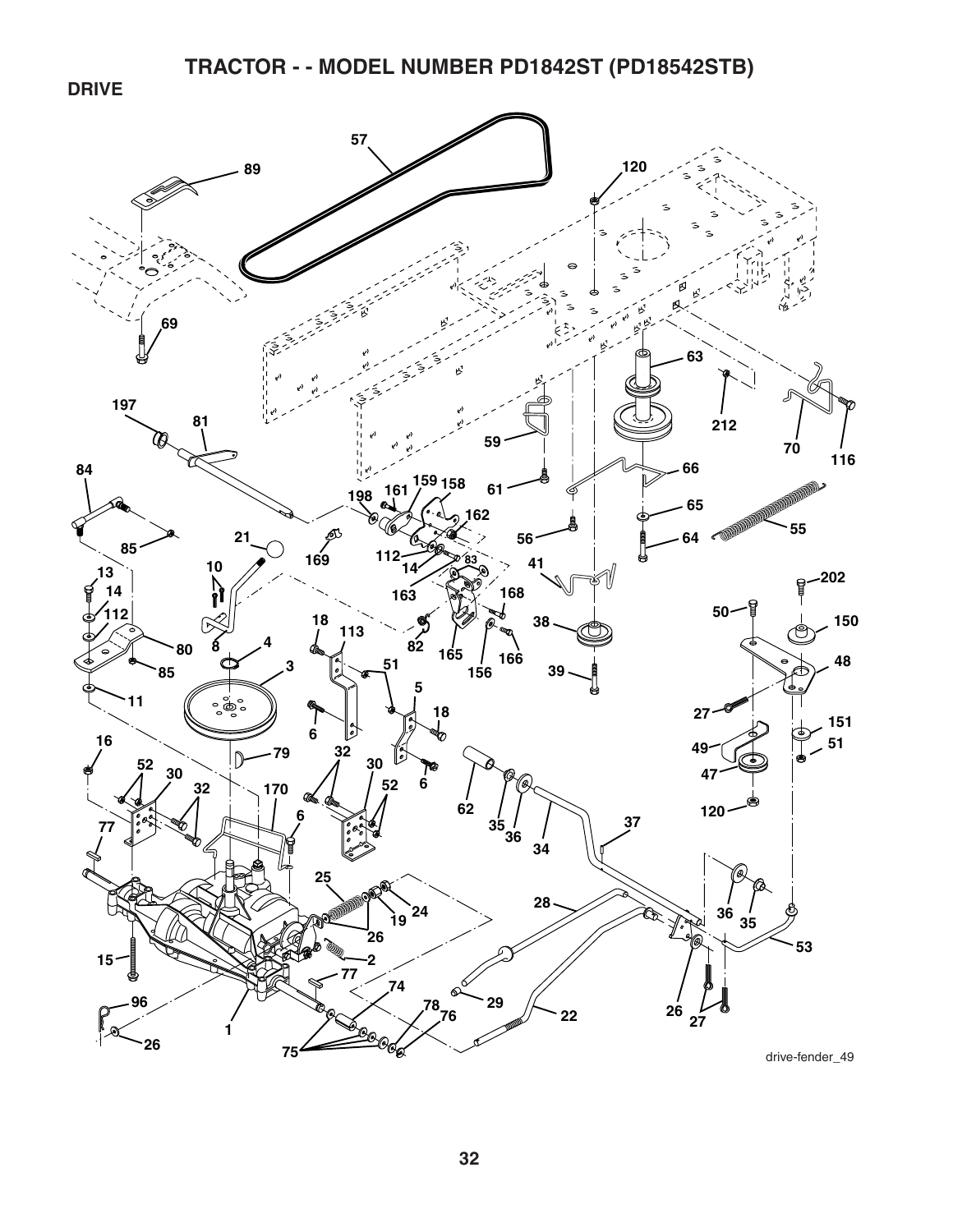# TRACTOR - - MODEL NUMBER PD1842ST (PD18542STB)

## DRIVE

57
89
120
69
63
197
81
212
70
116
59
84
161
159
158
198
61
66
162
65
55
21
56
64
85
169
112
14
83
41
10
13
14
163
168
202
112
18
113
82
38
50
150
4
80
8
165
156
166
48
85
3
51
39
5
11
18
27
151
6
16
79
49
51
52
30
32
30
6
62
47
32
52
35
120
170
36
6
34
37
77
25
24
28
19
36
35
26
53
15
2
77
74
96
29
78
76
22
26
1
27
26
75

drive-fender_49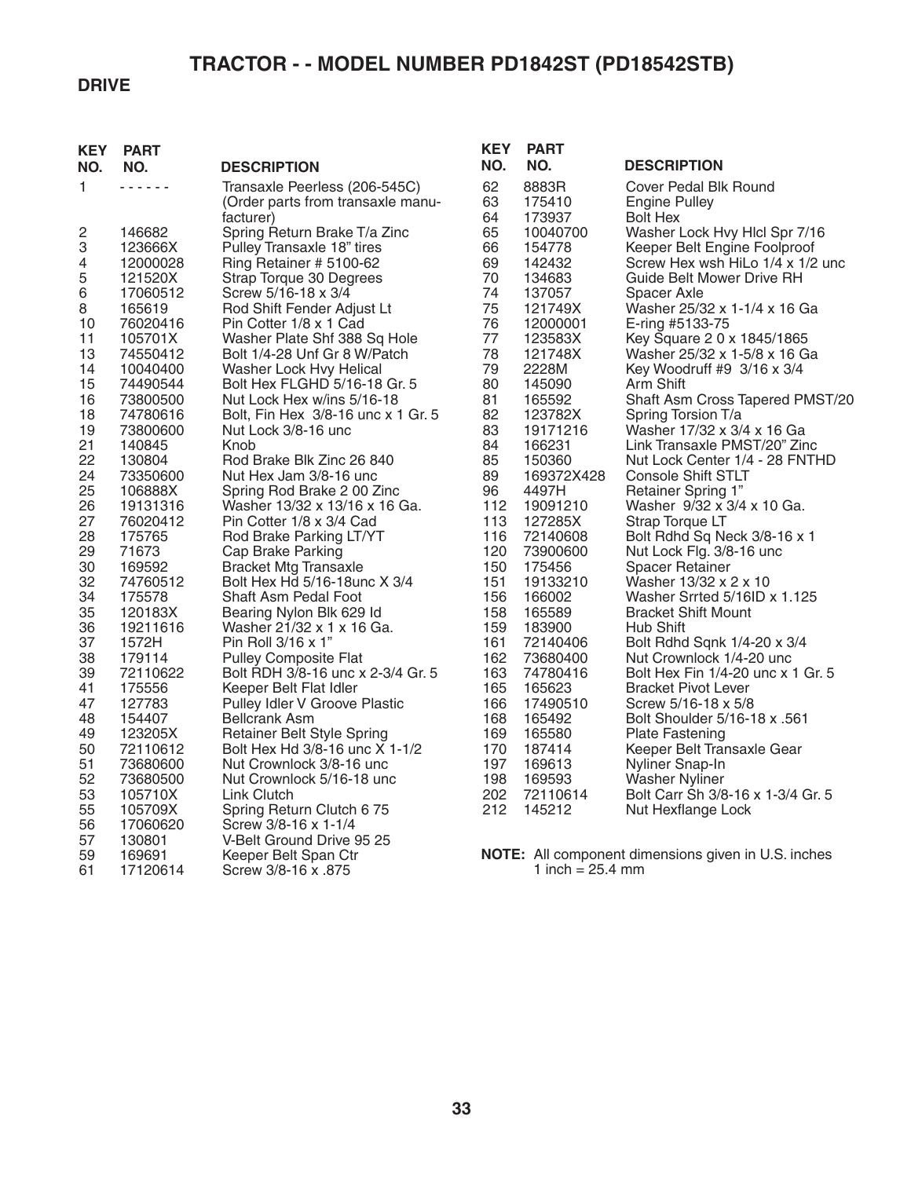# TRACTOR - - MODEL NUMBER PD1842ST (PD18542STB)

## DRIVE

| KEY NO. | PART NO. | DESCRIPTION |
|---|---|---|
| 1 | - - - - - - | Transaxle Peerless (206-545C) (Order parts from transaxle manufacturer) |
| 2 | 146682 | Spring Return Brake T/a Zinc |
| 3 | 123666X | Pulley Transaxle 18" tires |
| 4 | 12000028 | Ring Retainer # 5100-62 |
| 5 | 121520X | Strap Torque 30 Degrees |
| 6 | 17060512 | Screw 5/16-18 x 3/4 |
| 8 | 165619 | Rod Shift Fender Adjust Lt |
| 10 | 76020416 | Pin Cotter 1/8 x 1 Cad |
| 11 | 105701X | Washer Plate Shf 388 Sq Hole |
| 13 | 74550412 | Bolt 1/4-28 Unf Gr 8 W/Patch |
| 14 | 10040400 | Washer Lock Hvy Helical |
| 15 | 74490544 | Bolt Hex FLGHD 5/16-18 Gr. 5 |
| 16 | 73800500 | Nut Lock Hex w/ins 5/16-18 |
| 18 | 74780616 | Bolt, Fin Hex 3/8-16 unc x 1 Gr. 5 |
| 19 | 73800600 | Nut Lock 3/8-16 unc |
| 21 | 140845 | Knob |
| 22 | 130804 | Rod Brake Blk Zinc 26 840 |
| 24 | 73350600 | Nut Hex Jam 3/8-16 unc |
| 25 | 106888X | Spring Rod Brake 2 00 Zinc |
| 26 | 19131316 | Washer 13/32 x 13/16 x 16 Ga. |
| 27 | 76020412 | Pin Cotter 1/8 x 3/4 Cad |
| 28 | 175765 | Rod Brake Parking LT/YT |
| 29 | 71673 | Cap Brake Parking |
| 30 | 169592 | Bracket Mtg Transaxle |
| 32 | 74760512 | Bolt Hex Hd 5/16-18unc X 3/4 |
| 34 | 175578 | Shaft Asm Pedal Foot |
| 35 | 120183X | Bearing Nylon Blk 629 Id |
| 36 | 19211616 | Washer 21/32 x 1 x 16 Ga. |
| 37 | 1572H | Pin Roll 3/16 x 1" |
| 38 | 179114 | Pulley Composite Flat |
| 39 | 72110622 | Bolt RDH 3/8-16 unc x 2-3/4 Gr. 5 |
| 41 | 175556 | Keeper Belt Flat Idler |
| 47 | 127783 | Pulley Idler V Groove Plastic |
| 48 | 154407 | Bellcrank Asm |
| 49 | 123205X | Retainer Belt Style Spring |
| 50 | 72110612 | Bolt Hex Hd 3/8-16 unc X 1-1/2 |
| 51 | 73680600 | Nut Crownlock 3/8-16 unc |
| 52 | 73680500 | Nut Crownlock 5/16-18 unc |
| 53 | 105710X | Link Clutch |
| 55 | 105709X | Spring Return Clutch 6 75 |
| 56 | 17060620 | Screw 3/8-16 x 1-1/4 |
| 57 | 130801 | V-Belt Ground Drive 95 25 |
| 59 | 169691 | Keeper Belt Span Ctr |
| 61 | 17120614 | Screw 3/8-16 x .875 |
| 62 | 8883R | Cover Pedal Blk Round |
| 63 | 175410 | Engine Pulley |
| 64 | 173937 | Bolt Hex |
| 65 | 10040700 | Washer Lock Hvy Hlcl Spr 7/16 |
| 66 | 154778 | Keeper Belt Engine Foolproof |
| 69 | 142432 | Screw Hex wsh HiLo 1/4 x 1/2 unc |
| 70 | 134683 | Guide Belt Mower Drive RH |
| 74 | 137057 | Spacer Axle |
| 75 | 121749X | Washer 25/32 x 1-1/4 x 16 Ga |
| 76 | 12000001 | E-ring #5133-75 |
| 77 | 123583X | Key Square 2 0 x 1845/1865 |
| 78 | 121748X | Washer 25/32 x 1-5/8 x 16 Ga |
| 79 | 2228M | Key Woodruff #9 3/16 x 3/4 |
| 80 | 145090 | Arm Shift |
| 81 | 165592 | Shaft Asm Cross Tapered PMST/20 |
| 82 | 123782X | Spring Torsion T/a |
| 83 | 19171216 | Washer 17/32 x 3/4 x 16 Ga |
| 84 | 166231 | Link Transaxle PMST/20" Zinc |
| 85 | 150360 | Nut Lock Center 1/4 - 28 FNTHD |
| 89 | 169372X428 | Console Shift STLT |
| 96 | 4497H | Retainer Spring 1" |
| 112 | 19091210 | Washer 9/32 x 3/4 x 10 Ga. |
| 113 | 127285X | Strap Torque LT |
| 116 | 72140608 | Bolt Rdhd Sq Neck 3/8-16 x 1 |
| 120 | 73900600 | Nut Lock Flg. 3/8-16 unc |
| 150 | 175456 | Spacer Retainer |
| 151 | 19133210 | Washer 13/32 x 2 x 10 |
| 156 | 166002 | Washer Srrted 5/16ID x 1.125 |
| 158 | 165589 | Bracket Shift Mount |
| 159 | 183900 | Hub Shift |
| 161 | 72140406 | Bolt Rdhd Sqnk 1/4-20 x 3/4 |
| 162 | 73680400 | Nut Crownlock 1/4-20 unc |
| 163 | 74780416 | Bolt Hex Fin 1/4-20 unc x 1 Gr. 5 |
| 165 | 165623 | Bracket Pivot Lever |
| 166 | 17490510 | Screw 5/16-18 x 5/8 |
| 168 | 165492 | Bolt Shoulder 5/16-18 x .561 |
| 169 | 165580 | Plate Fastening |
| 170 | 187414 | Keeper Belt Transaxle Gear |
| 197 | 169613 | Nyliner Snap-In |
| 198 | 169593 | Washer Nyliner |
| 202 | 72110614 | Bolt Carr Sh 3/8-16 x 1-3/4 Gr. 5 |
| 212 | 145212 | Nut Hexflange Lock |

**NOTE:** All component dimensions given in U.S. inches
1 inch = 25.4 mm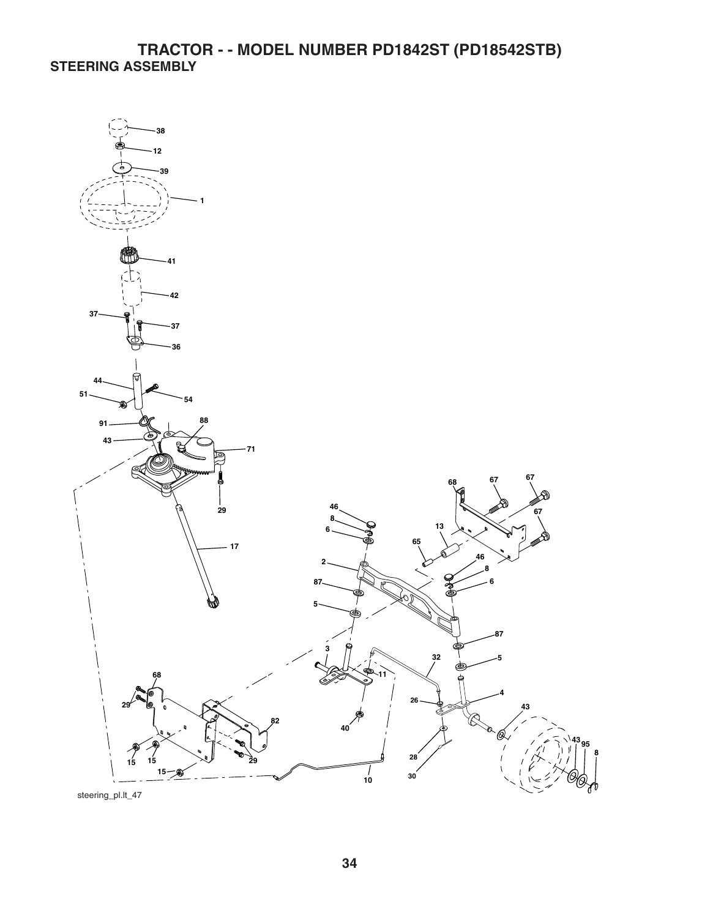# TRACTOR - - MODEL NUMBER PD1842ST (PD18542STB)

## STEERING ASSEMBLY

38
12
39
1
41
42
37
37
36
44
51
54
91
88
43
71
29
17
68
67
67
67
46
8
6
13
65
2
46
8
6
87
5
87
5
3
32
11
4
26
43
68
29
82
40
43
95
8
15
15
29
28
15
10
30

steering_pl.lt_47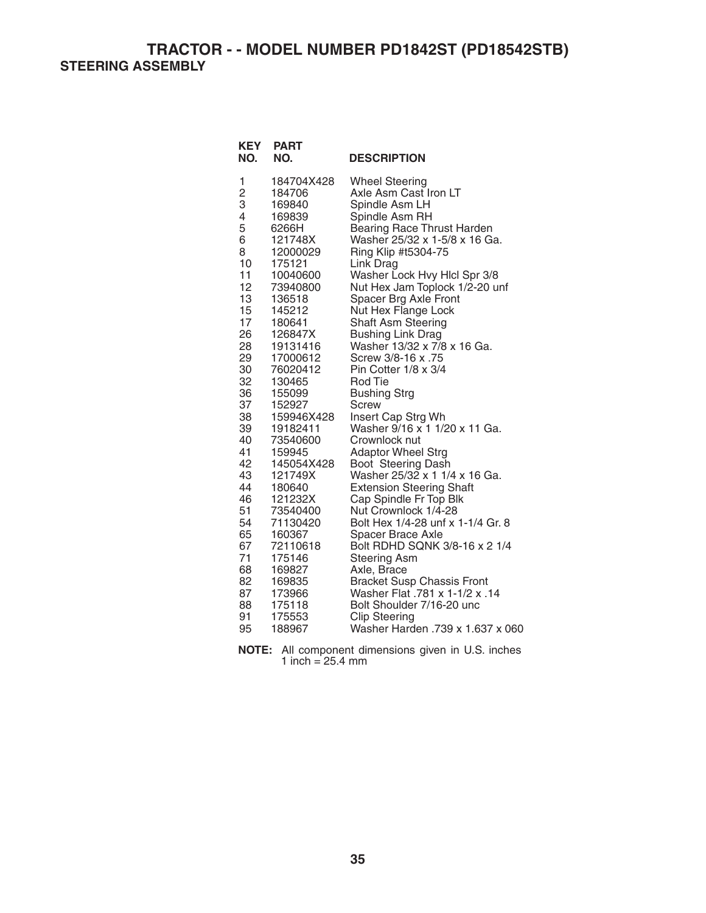# TRACTOR - - MODEL NUMBER PD1842ST (PD18542STB)

## STEERING ASSEMBLY

| KEY NO. | PART NO. | DESCRIPTION |
|---|---|---|
| 1 | 184704X428 | Wheel Steering |
| 2 | 184706 | Axle Asm Cast Iron LT |
| 3 | 169840 | Spindle Asm LH |
| 4 | 169839 | Spindle Asm RH |
| 5 | 6266H | Bearing Race Thrust Harden |
| 6 | 121748X | Washer 25/32 x 1-5/8 x 16 Ga. |
| 8 | 12000029 | Ring Klip #t5304-75 |
| 10 | 175121 | Link Drag |
| 11 | 10040600 | Washer Lock Hvy Hlcl Spr 3/8 |
| 12 | 73940800 | Nut Hex Jam Toplock 1/2-20 unf |
| 13 | 136518 | Spacer Brg Axle Front |
| 15 | 145212 | Nut Hex Flange Lock |
| 17 | 180641 | Shaft Asm Steering |
| 26 | 126847X | Bushing Link Drag |
| 28 | 19131416 | Washer 13/32 x 7/8 x 16 Ga. |
| 29 | 17000612 | Screw 3/8-16 x .75 |
| 30 | 76020412 | Pin Cotter 1/8 x 3/4 |
| 32 | 130465 | Rod Tie |
| 36 | 155099 | Bushing Strg |
| 37 | 152927 | Screw |
| 38 | 159946X428 | Insert Cap Strg Wh |
| 39 | 19182411 | Washer 9/16 x 1 1/20 x 11 Ga. |
| 40 | 73540600 | Crownlock nut |
| 41 | 159945 | Adaptor Wheel Strg |
| 42 | 145054X428 | Boot Steering Dash |
| 43 | 121749X | Washer 25/32 x 1 1/4 x 16 Ga. |
| 44 | 180640 | Extension Steering Shaft |
| 46 | 121232X | Cap Spindle Fr Top Blk |
| 51 | 73540400 | Nut Crownlock 1/4-28 |
| 54 | 71130420 | Bolt Hex 1/4-28 unf x 1-1/4 Gr. 8 |
| 65 | 160367 | Spacer Brace Axle |
| 67 | 72110618 | Bolt RDHD SQNK 3/8-16 x 2 1/4 |
| 71 | 175146 | Steering Asm |
| 68 | 169827 | Axle, Brace |
| 82 | 169835 | Bracket Susp Chassis Front |
| 87 | 173966 | Washer Flat .781 x 1-1/2 x .14 |
| 88 | 175118 | Bolt Shoulder 7/16-20 unc |
| 91 | 175553 | Clip Steering |
| 95 | 188967 | Washer Harden .739 x 1.637 x 060 |

**NOTE:** All component dimensions given in U.S. inches
1 inch = 25.4 mm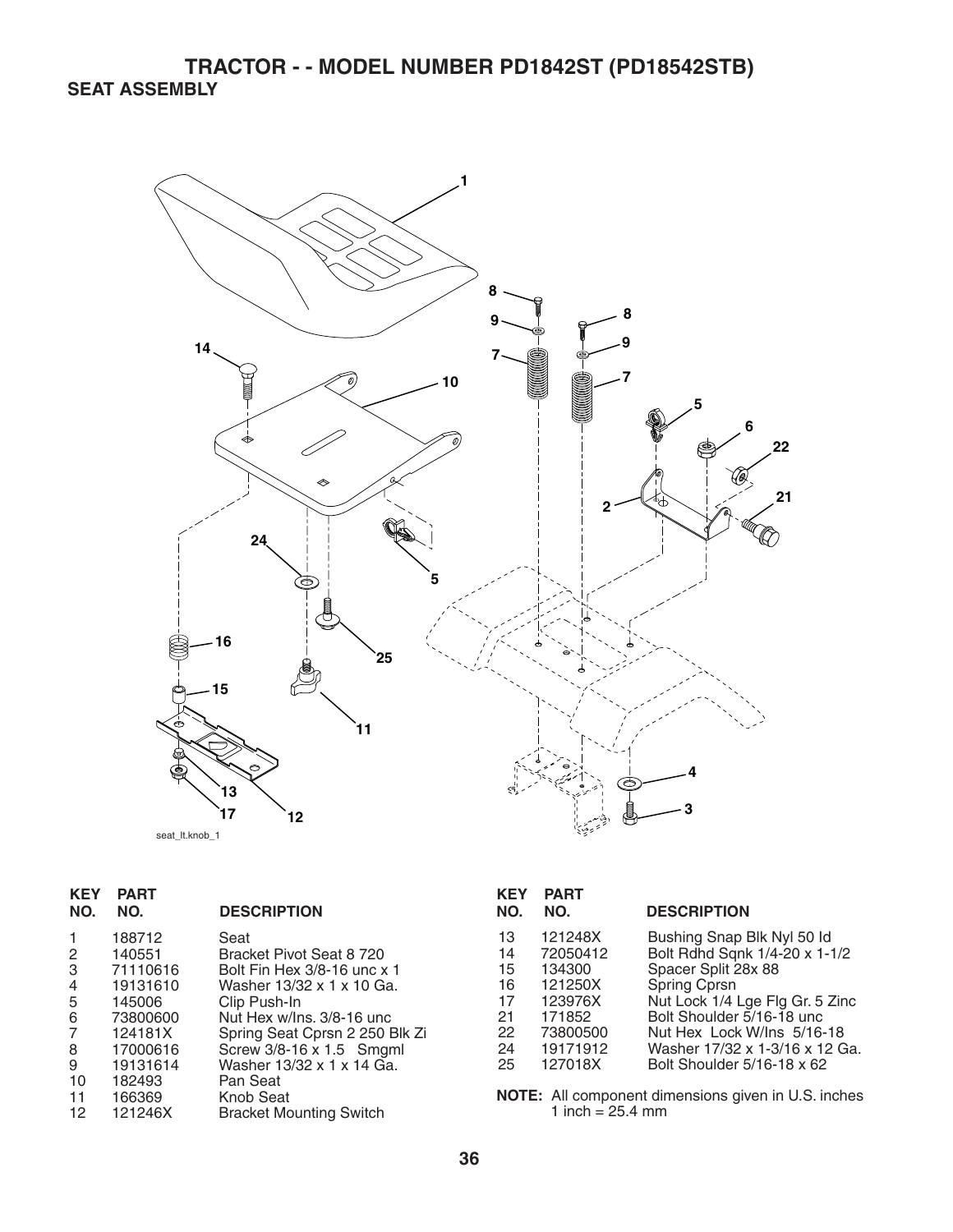# TRACTOR - - MODEL NUMBER PD1842ST (PD18542STB)

## SEAT ASSEMBLY

seat_lt.knob_1

| KEY NO. | PART NO. | DESCRIPTION |
|---|---|---|
| 1 | 188712 | Seat |
| 2 | 140551 | Bracket Pivot Seat 8 720 |
| 3 | 71110616 | Bolt Fin Hex 3/8-16 unc x 1 |
| 4 | 19131610 | Washer 13/32 x 1 x 10 Ga. |
| 5 | 145006 | Clip Push-In |
| 6 | 73800600 | Nut Hex w/Ins. 3/8-16 unc |
| 7 | 124181X | Spring Seat Cprsn 2 250 Blk Zi |
| 8 | 17000616 | Screw 3/8-16 x 1.5 Smgml |
| 9 | 19131614 | Washer 13/32 x 1 x 14 Ga. |
| 10 | 182493 | Pan Seat |
| 11 | 166369 | Knob Seat |
| 12 | 121246X | Bracket Mounting Switch |
| 13 | 121248X | Bushing Snap Blk Nyl 50 Id |
| 14 | 72050412 | Bolt Rdhd Sqnk 1/4-20 x 1-1/2 |
| 15 | 134300 | Spacer Split 28x 88 |
| 16 | 121250X | Spring Cprsn |
| 17 | 123976X | Nut Lock 1/4 Lge Flg Gr. 5 Zinc |
| 21 | 171852 | Bolt Shoulder 5/16-18 unc |
| 22 | 73800500 | Nut Hex Lock W/Ins 5/16-18 |
| 24 | 19171912 | Washer 17/32 x 1-3/16 x 12 Ga. |
| 25 | 127018X | Bolt Shoulder 5/16-18 x 62 |

**NOTE:** All component dimensions given in U.S. inches
1 inch = 25.4 mm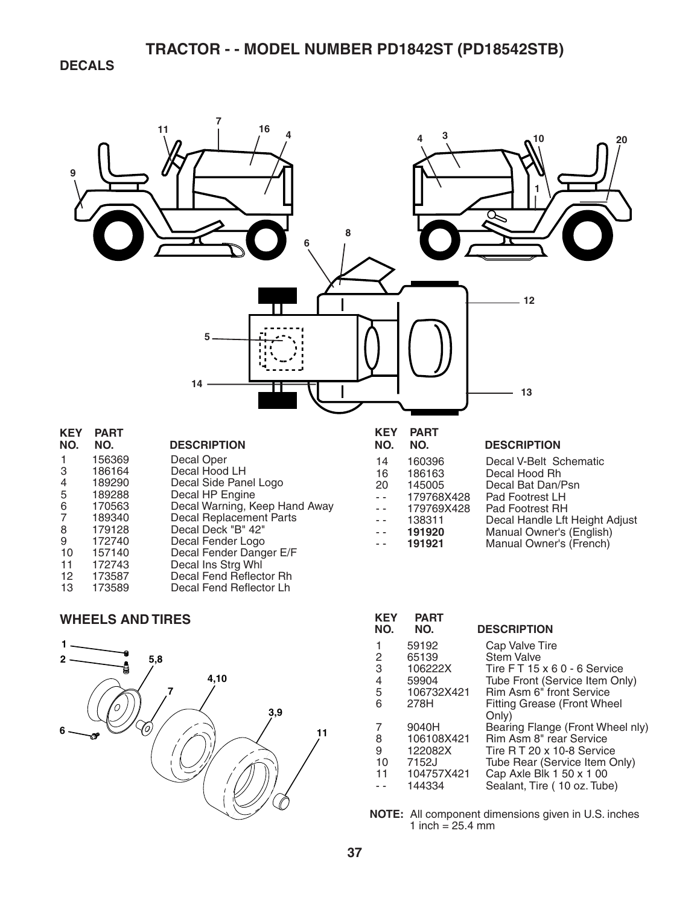# TRACTOR - - MODEL NUMBER PD1842ST (PD18542STB)

## DECALS

| KEY NO. | PART NO. | DESCRIPTION |
|---|---|---|
| 1 | 156369 | Decal Oper |
| 3 | 186164 | Decal Hood LH |
| 4 | 189290 | Decal Side Panel Logo |
| 5 | 189288 | Decal HP Engine |
| 6 | 170563 | Decal Warning, Keep Hand Away |
| 7 | 189340 | Decal Replacement Parts |
| 8 | 179128 | Decal Deck "B" 42" |
| 9 | 172740 | Decal Fender Logo |
| 10 | 157140 | Decal Fender Danger E/F |
| 11 | 172743 | Decal Ins Strg Whl |
| 12 | 173587 | Decal Fend Reflector Rh |
| 13 | 173589 | Decal Fend Reflector Lh |
| 14 | 160396 | Decal V-Belt Schematic |
| 16 | 186163 | Decal Hood Rh |
| 20 | 145005 | Decal Bat Dan/Psn |
| - - | 179768X428 | Pad Footrest LH |
| - - | 179769X428 | Pad Footrest RH |
| - - | 138311 | Decal Handle Lft Height Adjust |
| - - | **191920** | Manual Owner's (English) |
| - - | **191921** | Manual Owner's (French) |

## WHEELS AND TIRES

| KEY NO. | PART NO. | DESCRIPTION |
|---|---|---|
| 1 | 59192 | Cap Valve Tire |
| 2 | 65139 | Stem Valve |
| 3 | 106222X | Tire F T 15 x 6 0 - 6 Service |
| 4 | 59904 | Tube Front (Service Item Only) |
| 5 | 106732X421 | Rim Asm 6" front Service |
| 6 | 278H | Fitting Grease (Front Wheel Only) |
| 7 | 9040H | Bearing Flange (Front Wheel nly) |
| 8 | 106108X421 | Rim Asm 8" rear Service |
| 9 | 122082X | Tire R T 20 x 10-8 Service |
| 10 | 7152J | Tube Rear (Service Item Only) |
| 11 | 104757X421 | Cap Axle Blk 1 50 x 1 00 |
| - - | 144334 | Sealant, Tire ( 10 oz. Tube) |

**NOTE:** All component dimensions given in U.S. inches
1 inch = 25.4 mm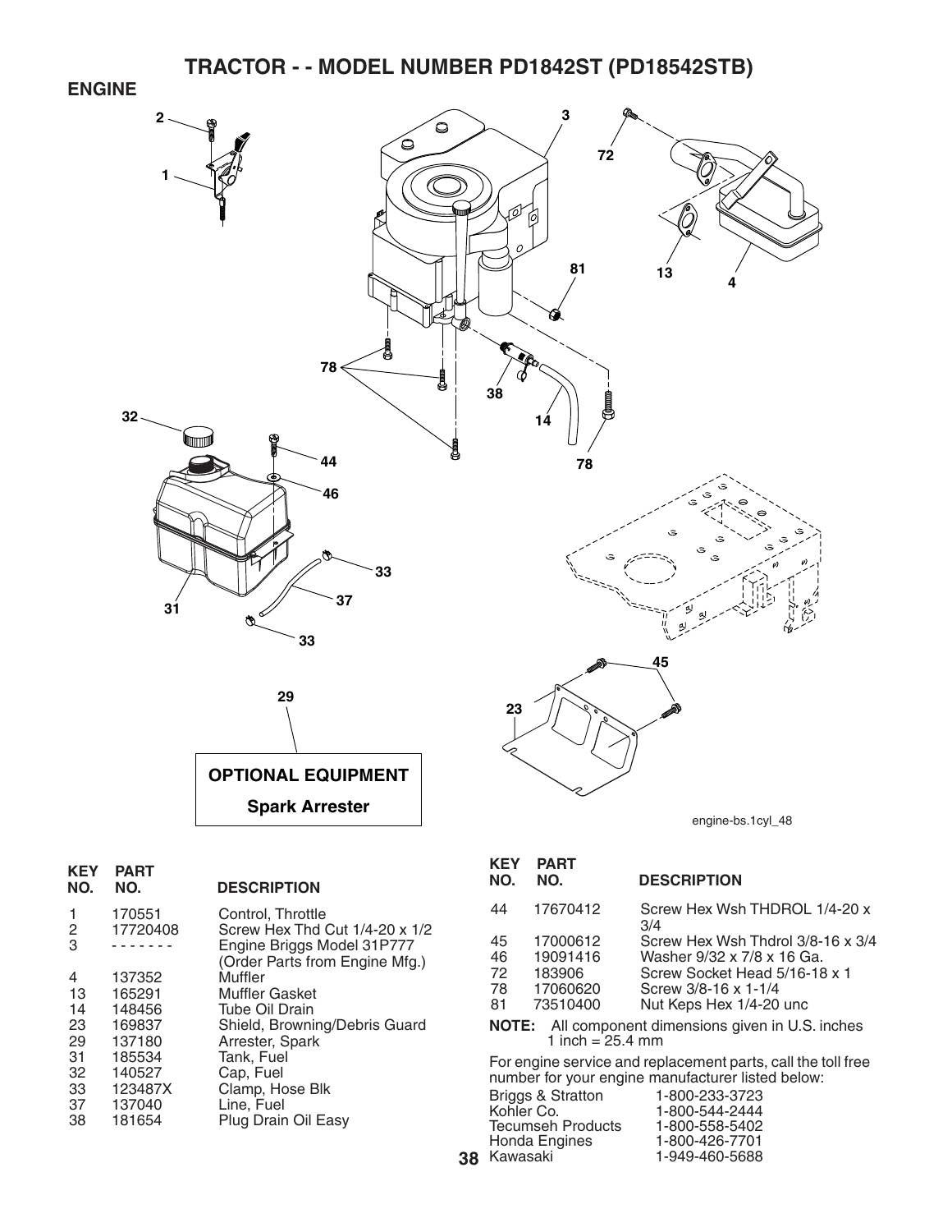# TRACTOR - - MODEL NUMBER PD1842ST (PD18542STB)

## ENGINE

OPTIONAL EQUIPMENT

Spark Arrester

engine-bs.1cyl_48

| KEY NO. | PART NO. | DESCRIPTION |
|---|---|---|
| 1 | 170551 | Control, Throttle |
| 2 | 17720408 | Screw Hex Thd Cut 1/4-20 x 1/2 |
| 3 | - - - - - - - | Engine Briggs Model 31P777 (Order Parts from Engine Mfg.) |
| 4 | 137352 | Muffler |
| 13 | 165291 | Muffler Gasket |
| 14 | 148456 | Tube Oil Drain |
| 23 | 169837 | Shield, Browning/Debris Guard |
| 29 | 137180 | Arrester, Spark |
| 31 | 185534 | Tank, Fuel |
| 32 | 140527 | Cap, Fuel |
| 33 | 123487X | Clamp, Hose Blk |
| 37 | 137040 | Line, Fuel |
| 38 | 181654 | Plug Drain Oil Easy |
| 44 | 17670412 | Screw Hex Wsh THDROL 1/4-20 x 3/4 |
| 45 | 17000612 | Screw Hex Wsh Thdrol 3/8-16 x 3/4 |
| 46 | 19091416 | Washer 9/32 x 7/8 x 16 Ga. |
| 72 | 183906 | Screw Socket Head 5/16-18 x 1 |
| 78 | 17060620 | Screw 3/8-16 x 1-1/4 |
| 81 | 73510400 | Nut Keps Hex 1/4-20 unc |

**NOTE:** All component dimensions given in U.S. inches
1 inch = 25.4 mm

For engine service and replacement parts, call the toll free number for your engine manufacturer listed below:

| | |
|---|---|
| Briggs & Stratton | 1-800-233-3723 |
| Kohler Co. | 1-800-544-2444 |
| Tecumseh Products | 1-800-558-5402 |
| Honda Engines | 1-800-426-7701 |
| Kawasaki | 1-949-460-5688 |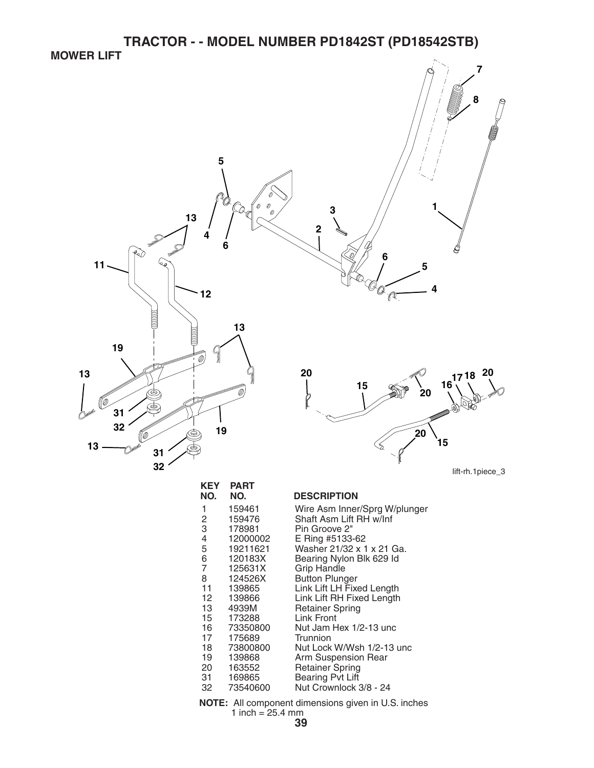# TRACTOR - - MODEL NUMBER PD1842ST (PD18542STB)

## MOWER LIFT

lift-rh.1piece_3

| KEY NO. | PART NO. | DESCRIPTION |
|---|---|---|
| 1 | 159461 | Wire Asm Inner/Sprg W/plunger |
| 2 | 159476 | Shaft Asm Lift RH w/Inf |
| 3 | 178981 | Pin Groove 2" |
| 4 | 12000002 | E Ring #5133-62 |
| 5 | 19211621 | Washer 21/32 x 1 x 21 Ga. |
| 6 | 120183X | Bearing Nylon Blk 629 Id |
| 7 | 125631X | Grip Handle |
| 8 | 124526X | Button Plunger |
| 11 | 139865 | Link Lift LH Fixed Length |
| 12 | 139866 | Link Lift RH Fixed Length |
| 13 | 4939M | Retainer Spring |
| 15 | 173288 | Link Front |
| 16 | 73350800 | Nut Jam Hex 1/2-13 unc |
| 17 | 175689 | Trunnion |
| 18 | 73800800 | Nut Lock W/Wsh 1/2-13 unc |
| 19 | 139868 | Arm Suspension Rear |
| 20 | 163552 | Retainer Spring |
| 31 | 169865 | Bearing Pvt Lift |
| 32 | 73540600 | Nut Crownlock 3/8 - 24 |

**NOTE:** All component dimensions given in U.S. inches
1 inch = 25.4 mm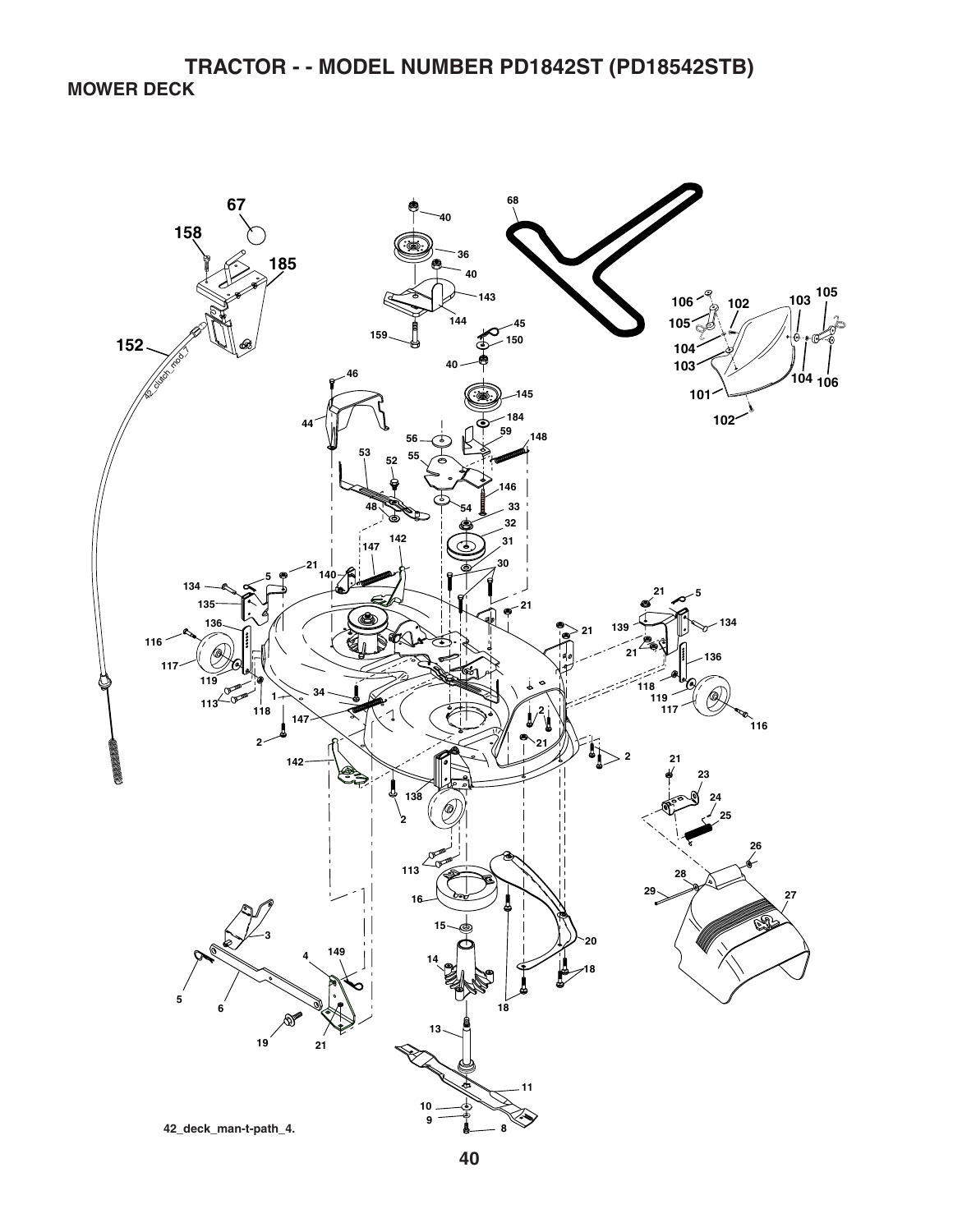# TRACTOR - - MODEL NUMBER PD1842ST (PD18542STB)

## MOWER DECK

42_deck_man-t-path_4.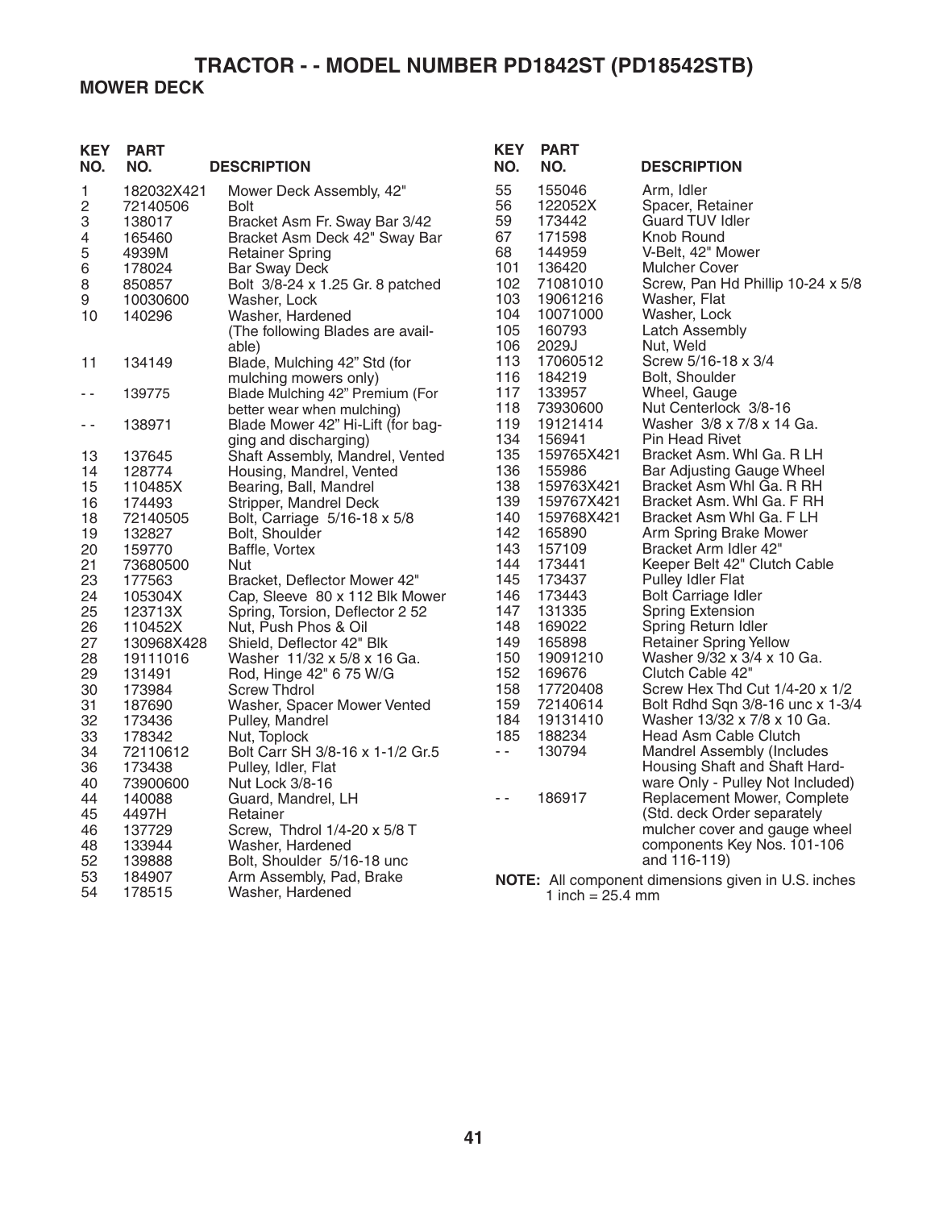# TRACTOR - - MODEL NUMBER PD1842ST (PD18542STB)

## MOWER DECK

| KEY NO. | PART NO. | DESCRIPTION |
|---|---|---|
| 1 | 182032X421 | Mower Deck Assembly, 42" |
| 2 | 72140506 | Bolt |
| 3 | 138017 | Bracket Asm Fr. Sway Bar 3/42 |
| 4 | 165460 | Bracket Asm Deck 42" Sway Bar |
| 5 | 4939M | Retainer Spring |
| 6 | 178024 | Bar Sway Deck |
| 8 | 850857 | Bolt 3/8-24 x 1.25 Gr. 8 patched |
| 9 | 10030600 | Washer, Lock |
| 10 | 140296 | Washer, Hardened |
| | | (The following Blades are available) |
| 11 | 134149 | Blade, Mulching 42" Std (for mulching mowers only) |
| - - | 139775 | Blade Mulching 42" Premium (For better wear when mulching) |
| - - | 138971 | Blade Mower 42" Hi-Lift (for bagging and discharging) |
| 13 | 137645 | Shaft Assembly, Mandrel, Vented |
| 14 | 128774 | Housing, Mandrel, Vented |
| 15 | 110485X | Bearing, Ball, Mandrel |
| 16 | 174493 | Stripper, Mandrel Deck |
| 18 | 72140505 | Bolt, Carriage 5/16-18 x 5/8 |
| 19 | 132827 | Bolt, Shoulder |
| 20 | 159770 | Baffle, Vortex |
| 21 | 73680500 | Nut |
| 23 | 177563 | Bracket, Deflector Mower 42" |
| 24 | 105304X | Cap, Sleeve 80 x 112 Blk Mower |
| 25 | 123713X | Spring, Torsion, Deflector 2 52 |
| 26 | 110452X | Nut, Push Phos & Oil |
| 27 | 130968X428 | Shield, Deflector 42" Blk |
| 28 | 19111016 | Washer 11/32 x 5/8 x 16 Ga. |
| 29 | 131491 | Rod, Hinge 42" 6 75 W/G |
| 30 | 173984 | Screw Thdrol |
| 31 | 187690 | Washer, Spacer Mower Vented |
| 32 | 173436 | Pulley, Mandrel |
| 33 | 178342 | Nut, Toplock |
| 34 | 72110612 | Bolt Carr SH 3/8-16 x 1-1/2 Gr.5 |
| 36 | 173438 | Pulley, Idler, Flat |
| 40 | 73900600 | Nut Lock 3/8-16 |
| 44 | 140088 | Guard, Mandrel, LH |
| 45 | 4497H | Retainer |
| 46 | 137729 | Screw, Thdrol 1/4-20 x 5/8 T |
| 48 | 133944 | Washer, Hardened |
| 52 | 139888 | Bolt, Shoulder 5/16-18 unc |
| 53 | 184907 | Arm Assembly, Pad, Brake |
| 54 | 178515 | Washer, Hardened |
| 55 | 155046 | Arm, Idler |
| 56 | 122052X | Spacer, Retainer |
| 59 | 173442 | Guard TUV Idler |
| 67 | 171598 | Knob Round |
| 68 | 144959 | V-Belt, 42" Mower |
| 101 | 136420 | Mulcher Cover |
| 102 | 71081010 | Screw, Pan Hd Phillip 10-24 x 5/8 |
| 103 | 19061216 | Washer, Flat |
| 104 | 10071000 | Washer, Lock |
| 105 | 160793 | Latch Assembly |
| 106 | 2029J | Nut, Weld |
| 113 | 17060512 | Screw 5/16-18 x 3/4 |
| 116 | 184219 | Bolt, Shoulder |
| 117 | 133957 | Wheel, Gauge |
| 118 | 73930600 | Nut Centerlock 3/8-16 |
| 119 | 19121414 | Washer 3/8 x 7/8 x 14 Ga. |
| 134 | 156941 | Pin Head Rivet |
| 135 | 159765X421 | Bracket Asm. Whl Ga. R LH |
| 136 | 155986 | Bar Adjusting Gauge Wheel |
| 138 | 159763X421 | Bracket Asm Whl Ga. R RH |
| 139 | 159767X421 | Bracket Asm. Whl Ga. F RH |
| 140 | 159768X421 | Bracket Asm Whl Ga. F LH |
| 142 | 165890 | Arm Spring Brake Mower |
| 143 | 157109 | Bracket Arm Idler 42" |
| 144 | 173441 | Keeper Belt 42" Clutch Cable |
| 145 | 173437 | Pulley Idler Flat |
| 146 | 173443 | Bolt Carriage Idler |
| 147 | 131335 | Spring Extension |
| 148 | 169022 | Spring Return Idler |
| 149 | 165898 | Retainer Spring Yellow |
| 150 | 19091210 | Washer 9/32 x 3/4 x 10 Ga. |
| 152 | 169676 | Clutch Cable 42" |
| 158 | 17720408 | Screw Hex Thd Cut 1/4-20 x 1/2 |
| 159 | 72140614 | Bolt Rdhd Sqn 3/8-16 unc x 1-3/4 |
| 184 | 19131410 | Washer 13/32 x 7/8 x 10 Ga. |
| 185 | 188234 | Head Asm Cable Clutch |
| - - | 130794 | Mandrel Assembly (Includes Housing Shaft and Shaft Hardware Only - Pulley Not Included) |
| - - | 186917 | Replacement Mower, Complete (Std. deck Order separately mulcher cover and gauge wheel components Key Nos. 101-106 and 116-119) |

**NOTE:** All component dimensions given in U.S. inches
1 inch = 25.4 mm